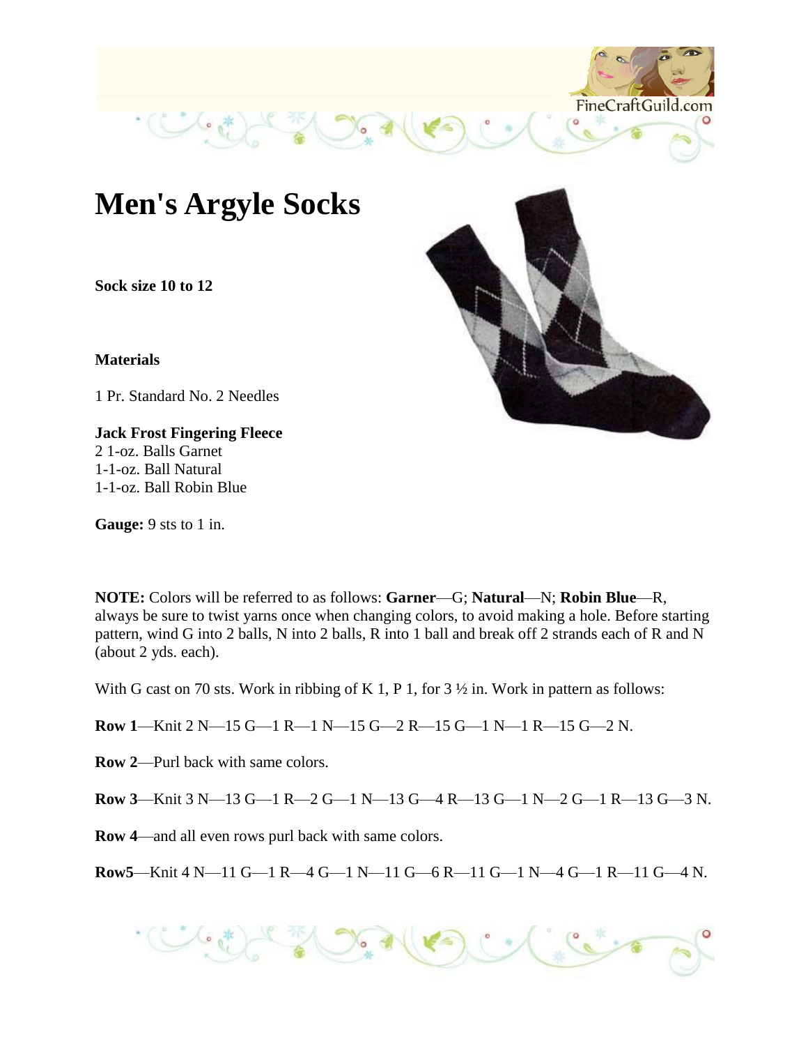# Men's Argyle Socks

**Sock size 10 to 12**

**Materials**

1 Pr. Standard No. 2 Needles

**Jack Frost Fingering Fleece**
2 1-oz. Balls Garnet
1-1-oz. Ball Natural
1-1-oz. Ball Robin Blue

**Gauge:** 9 sts to 1 in.

**NOTE:** Colors will be referred to as follows: **Garner**—G; **Natural**—N; **Robin Blue**—R, always be sure to twist yarns once when changing colors, to avoid making a hole. Before starting pattern, wind G into 2 balls, N into 2 balls, R into 1 ball and break off 2 strands each of R and N (about 2 yds. each).

With G cast on 70 sts. Work in ribbing of K 1, P 1, for 3 ½ in. Work in pattern as follows:

**Row 1**—Knit 2 N—15 G—1 R—1 N—15 G—2 R—15 G—1 N—1 R—15 G—2 N.

**Row 2**—Purl back with same colors.

**Row 3**—Knit 3 N—13 G—1 R—2 G—1 N—13 G—4 R—13 G—1 N—2 G—1 R—13 G—3 N.

**Row 4**—and all even rows purl back with same colors.

**Row5**—Knit 4 N—11 G—1 R—4 G—1 N—11 G—6 R—11 G—1 N—4 G—1 R—11 G—4 N.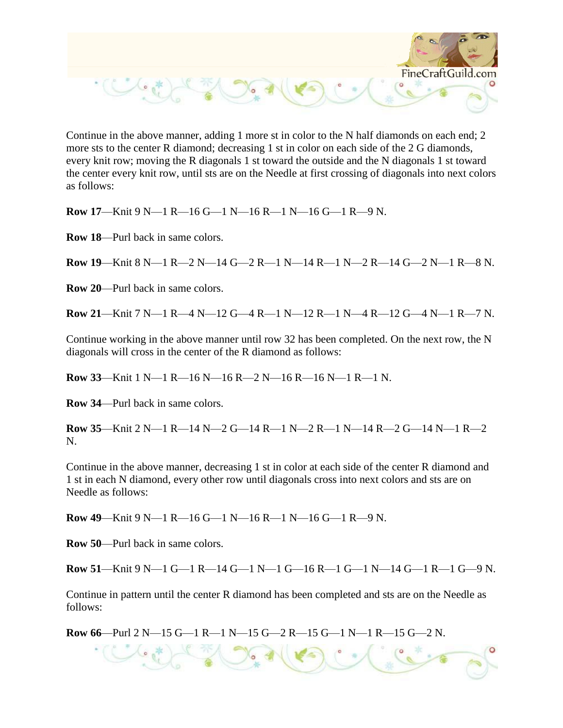Continue in the above manner, adding 1 more st in color to the N half diamonds on each end; 2 more sts to the center R diamond; decreasing 1 st in color on each side of the 2 G diamonds, every knit row; moving the R diagonals 1 st toward the outside and the N diagonals 1 st toward the center every knit row, until sts are on the Needle at first crossing of diagonals into next colors as follows:

**Row 17**—Knit 9 N—1 R—16 G—1 N—16 R—1 N—16 G—1 R—9 N.

**Row 18**—Purl back in same colors.

**Row 19**—Knit 8 N—1 R—2 N—14 G—2 R—1 N—14 R—1 N—2 R—14 G—2 N—1 R—8 N.

**Row 20**—Purl back in same colors.

**Row 21**—Knit 7 N—1 R—4 N—12 G—4 R—1 N—12 R—1 N—4 R—12 G—4 N—1 R—7 N.

Continue working in the above manner until row 32 has been completed. On the next row, the N diagonals will cross in the center of the R diamond as follows:

**Row 33**—Knit 1 N—1 R—16 N—16 R—2 N—16 R—16 N—1 R—1 N.

**Row 34**—Purl back in same colors.

**Row 35**—Knit 2 N—1 R—14 N—2 G—14 R—1 N—2 R—1 N—14 R—2 G—14 N—1 R—2 N.

Continue in the above manner, decreasing 1 st in color at each side of the center R diamond and 1 st in each N diamond, every other row until diagonals cross into next colors and sts are on Needle as follows:

**Row 49**—Knit 9 N—1 R—16 G—1 N—16 R—1 N—16 G—1 R—9 N.

**Row 50**—Purl back in same colors.

**Row 51**—Knit 9 N—1 G—1 R—14 G—1 N—1 G—16 R—1 G—1 N—14 G—1 R—1 G—9 N.

Continue in pattern until the center R diamond has been completed and sts are on the Needle as follows:

**Row 66**—Purl 2 N—15 G—1 R—1 N—15 G—2 R—15 G—1 N—1 R—15 G—2 N.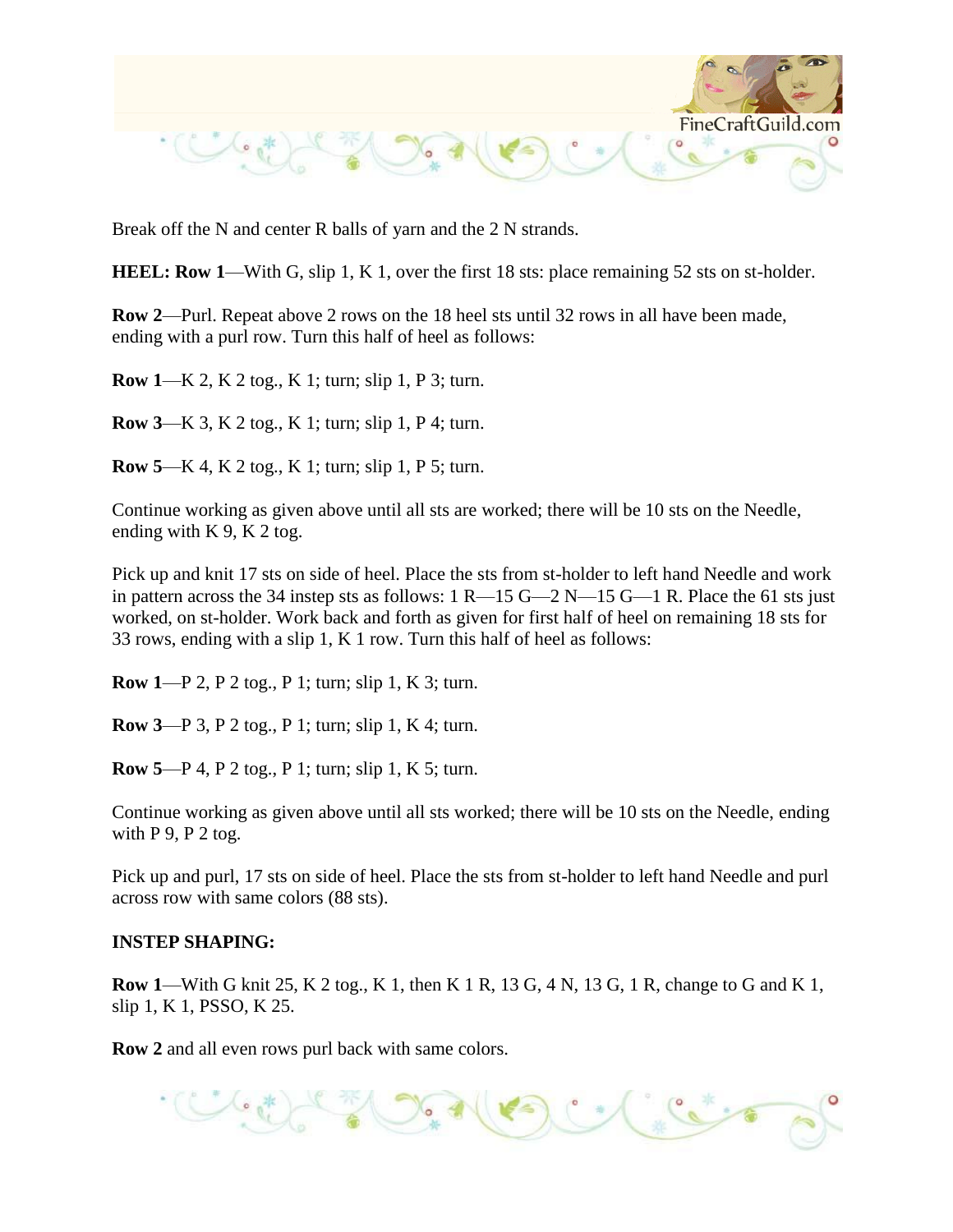Break off the N and center R balls of yarn and the 2 N strands.

**HEEL: Row 1**—With G, slip 1, K 1, over the first 18 sts: place remaining 52 sts on st-holder.

**Row 2**—Purl. Repeat above 2 rows on the 18 heel sts until 32 rows in all have been made, ending with a purl row. Turn this half of heel as follows:

**Row 1**—K 2, K 2 tog., K 1; turn; slip 1, P 3; turn.

**Row 3**—K 3, K 2 tog., K 1; turn; slip 1, P 4; turn.

**Row 5**—K 4, K 2 tog., K 1; turn; slip 1, P 5; turn.

Continue working as given above until all sts are worked; there will be 10 sts on the Needle, ending with K 9, K 2 tog.

Pick up and knit 17 sts on side of heel. Place the sts from st-holder to left hand Needle and work in pattern across the 34 instep sts as follows: 1 R—15 G—2 N—15 G—1 R. Place the 61 sts just worked, on st-holder. Work back and forth as given for first half of heel on remaining 18 sts for 33 rows, ending with a slip 1, K 1 row. Turn this half of heel as follows:

**Row 1**—P 2, P 2 tog., P 1; turn; slip 1, K 3; turn.

**Row 3**—P 3, P 2 tog., P 1; turn; slip 1, K 4; turn.

**Row 5**—P 4, P 2 tog., P 1; turn; slip 1, K 5; turn.

Continue working as given above until all sts worked; there will be 10 sts on the Needle, ending with P 9, P 2 tog.

Pick up and purl, 17 sts on side of heel. Place the sts from st-holder to left hand Needle and purl across row with same colors (88 sts).

**INSTEP SHAPING:**

**Row 1**—With G knit 25, K 2 tog., K 1, then K 1 R, 13 G, 4 N, 13 G, 1 R, change to G and K 1, slip 1, K 1, PSSO, K 25.

**Row 2** and all even rows purl back with same colors.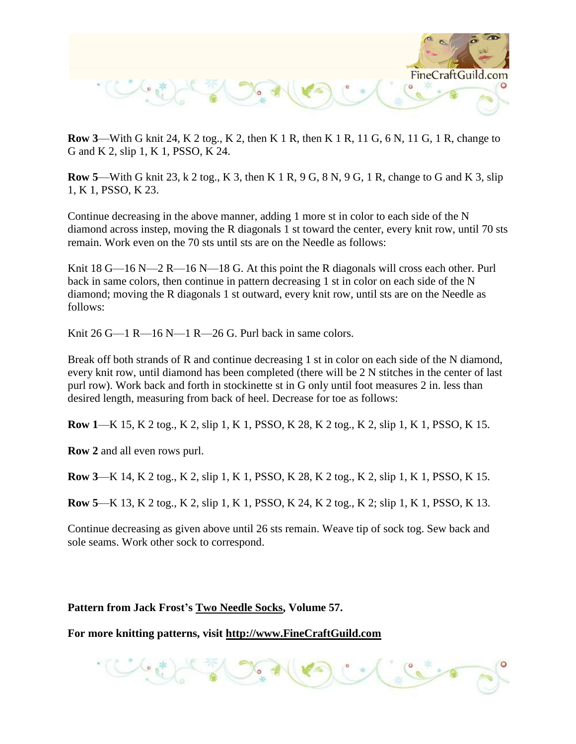**Row 3**—With G knit 24, K 2 tog., K 2, then K 1 R, then K 1 R, 11 G, 6 N, 11 G, 1 R, change to G and K 2, slip 1, K 1, PSSO, K 24.

**Row 5**—With G knit 23, k 2 tog., K 3, then K 1 R, 9 G, 8 N, 9 G, 1 R, change to G and K 3, slip 1, K 1, PSSO, K 23.

Continue decreasing in the above manner, adding 1 more st in color to each side of the N diamond across instep, moving the R diagonals 1 st toward the center, every knit row, until 70 sts remain. Work even on the 70 sts until sts are on the Needle as follows:

Knit 18 G—16 N—2 R—16 N—18 G. At this point the R diagonals will cross each other. Purl back in same colors, then continue in pattern decreasing 1 st in color on each side of the N diamond; moving the R diagonals 1 st outward, every knit row, until sts are on the Needle as follows:

Knit 26 G—1 R—16 N—1 R—26 G. Purl back in same colors.

Break off both strands of R and continue decreasing 1 st in color on each side of the N diamond, every knit row, until diamond has been completed (there will be 2 N stitches in the center of last purl row). Work back and forth in stockinette st in G only until foot measures 2 in. less than desired length, measuring from back of heel. Decrease for toe as follows:

**Row 1**—K 15, K 2 tog., K 2, slip 1, K 1, PSSO, K 28, K 2 tog., K 2, slip 1, K 1, PSSO, K 15.

**Row 2** and all even rows purl.

**Row 3**—K 14, K 2 tog., K 2, slip 1, K 1, PSSO, K 28, K 2 tog., K 2, slip 1, K 1, PSSO, K 15.

**Row 5**—K 13, K 2 tog., K 2, slip 1, K 1, PSSO, K 24, K 2 tog., K 2; slip 1, K 1, PSSO, K 13.

Continue decreasing as given above until 26 sts remain. Weave tip of sock tog. Sew back and sole seams. Work other sock to correspond.

**Pattern from Jack Frost's Two Needle Socks, Volume 57.**

**For more knitting patterns, visit http://www.FineCraftGuild.com**